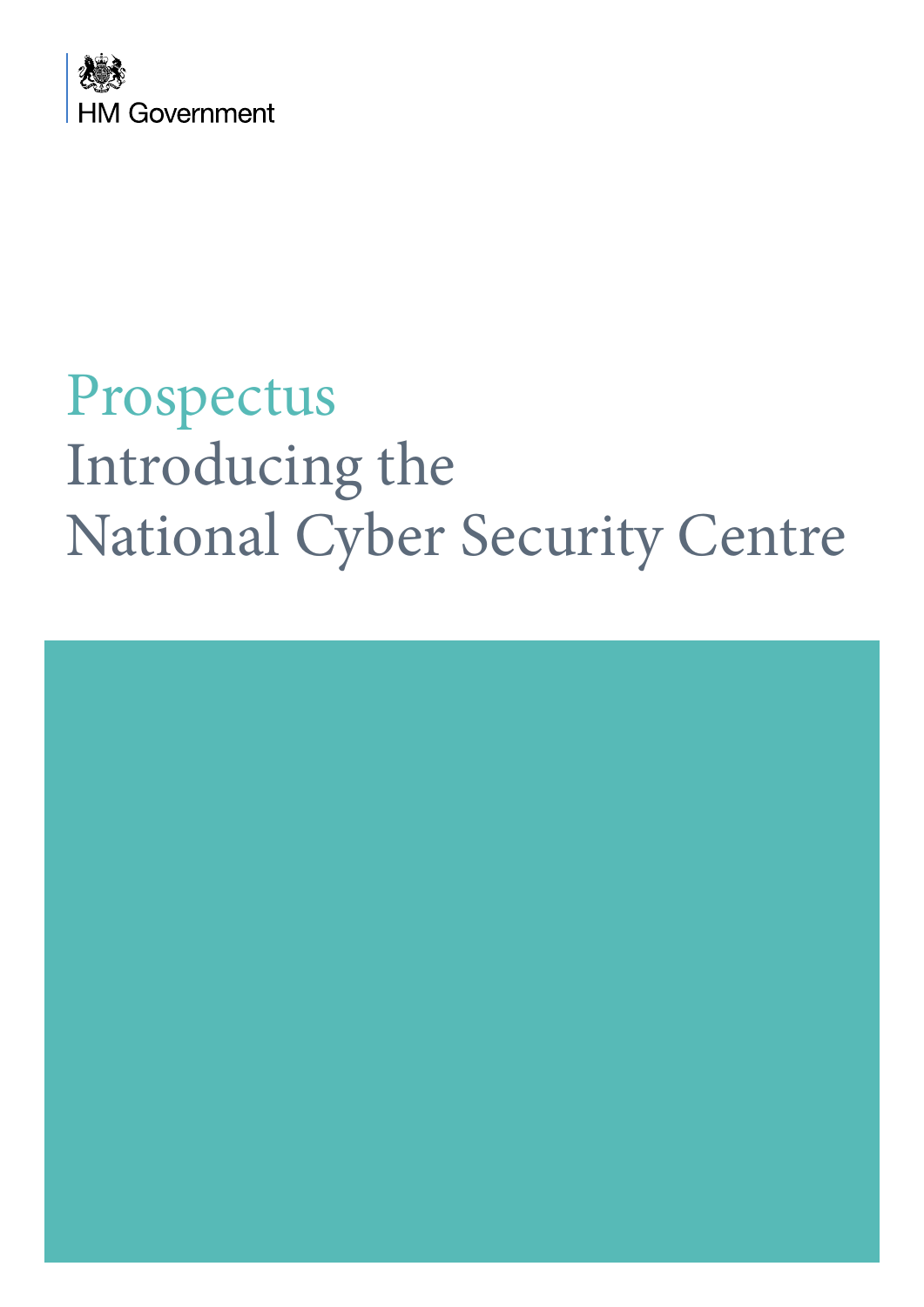HM Government

# Prospectus

# Introducing the National Cyber Security Centre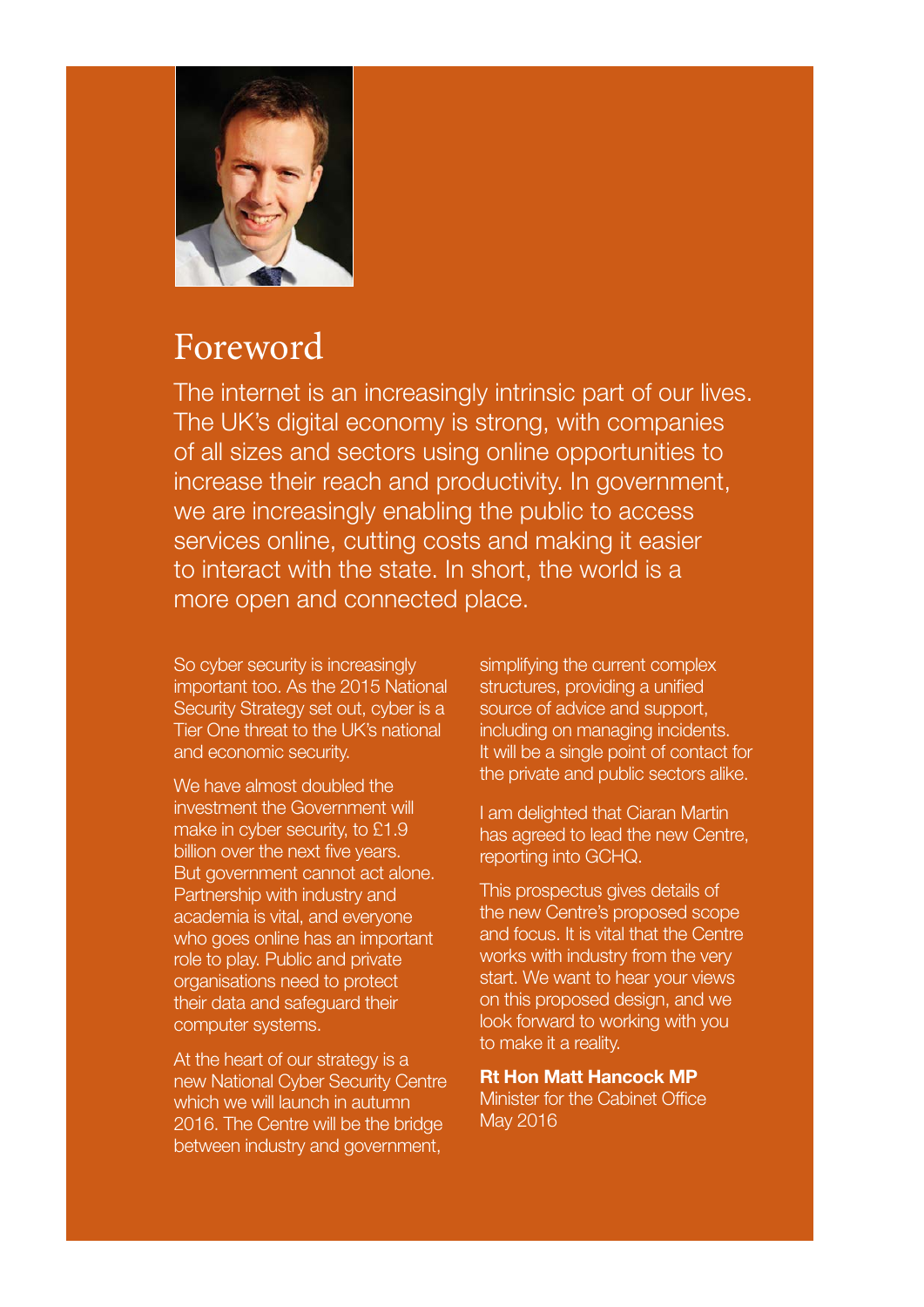# Foreword

The internet is an increasingly intrinsic part of our lives. The UK's digital economy is strong, with companies of all sizes and sectors using online opportunities to increase their reach and productivity. In government, we are increasingly enabling the public to access services online, cutting costs and making it easier to interact with the state. In short, the world is a more open and connected place.

So cyber security is increasingly important too. As the 2015 National Security Strategy set out, cyber is a Tier One threat to the UK's national and economic security.

We have almost doubled the investment the Government will make in cyber security, to £1.9 billion over the next five years. But government cannot act alone. Partnership with industry and academia is vital, and everyone who goes online has an important role to play. Public and private organisations need to protect their data and safeguard their computer systems.

At the heart of our strategy is a new National Cyber Security Centre which we will launch in autumn 2016. The Centre will be the bridge between industry and government, simplifying the current complex structures, providing a unified source of advice and support, including on managing incidents. It will be a single point of contact for the private and public sectors alike.

I am delighted that Ciaran Martin has agreed to lead the new Centre, reporting into GCHQ.

This prospectus gives details of the new Centre's proposed scope and focus. It is vital that the Centre works with industry from the very start. We want to hear your views on this proposed design, and we look forward to working with you to make it a reality.

**Rt Hon Matt Hancock MP**
Minister for the Cabinet Office
May 2016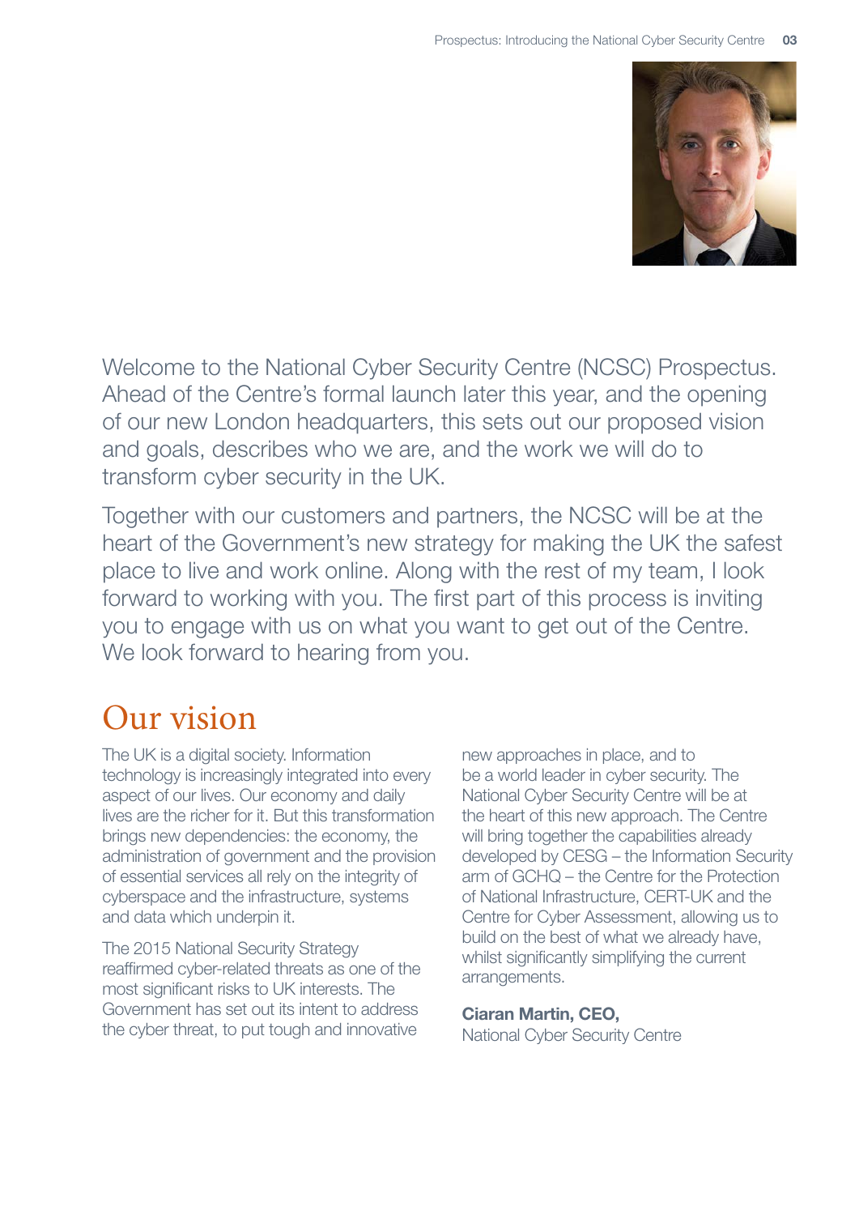Welcome to the National Cyber Security Centre (NCSC) Prospectus. Ahead of the Centre's formal launch later this year, and the opening of our new London headquarters, this sets out our proposed vision and goals, describes who we are, and the work we will do to transform cyber security in the UK.

Together with our customers and partners, the NCSC will be at the heart of the Government's new strategy for making the UK the safest place to live and work online. Along with the rest of my team, I look forward to working with you. The first part of this process is inviting you to engage with us on what you want to get out of the Centre. We look forward to hearing from you.

## Our vision

The UK is a digital society. Information technology is increasingly integrated into every aspect of our lives. Our economy and daily lives are the richer for it. But this transformation brings new dependencies: the economy, the administration of government and the provision of essential services all rely on the integrity of cyberspace and the infrastructure, systems and data which underpin it.

The 2015 National Security Strategy reaffirmed cyber-related threats as one of the most significant risks to UK interests. The Government has set out its intent to address the cyber threat, to put tough and innovative new approaches in place, and to be a world leader in cyber security. The National Cyber Security Centre will be at the heart of this new approach. The Centre will bring together the capabilities already developed by CESG – the Information Security arm of GCHQ – the Centre for the Protection of National Infrastructure, CERT-UK and the Centre for Cyber Assessment, allowing us to build on the best of what we already have, whilst significantly simplifying the current arrangements.

**Ciaran Martin, CEO,**
National Cyber Security Centre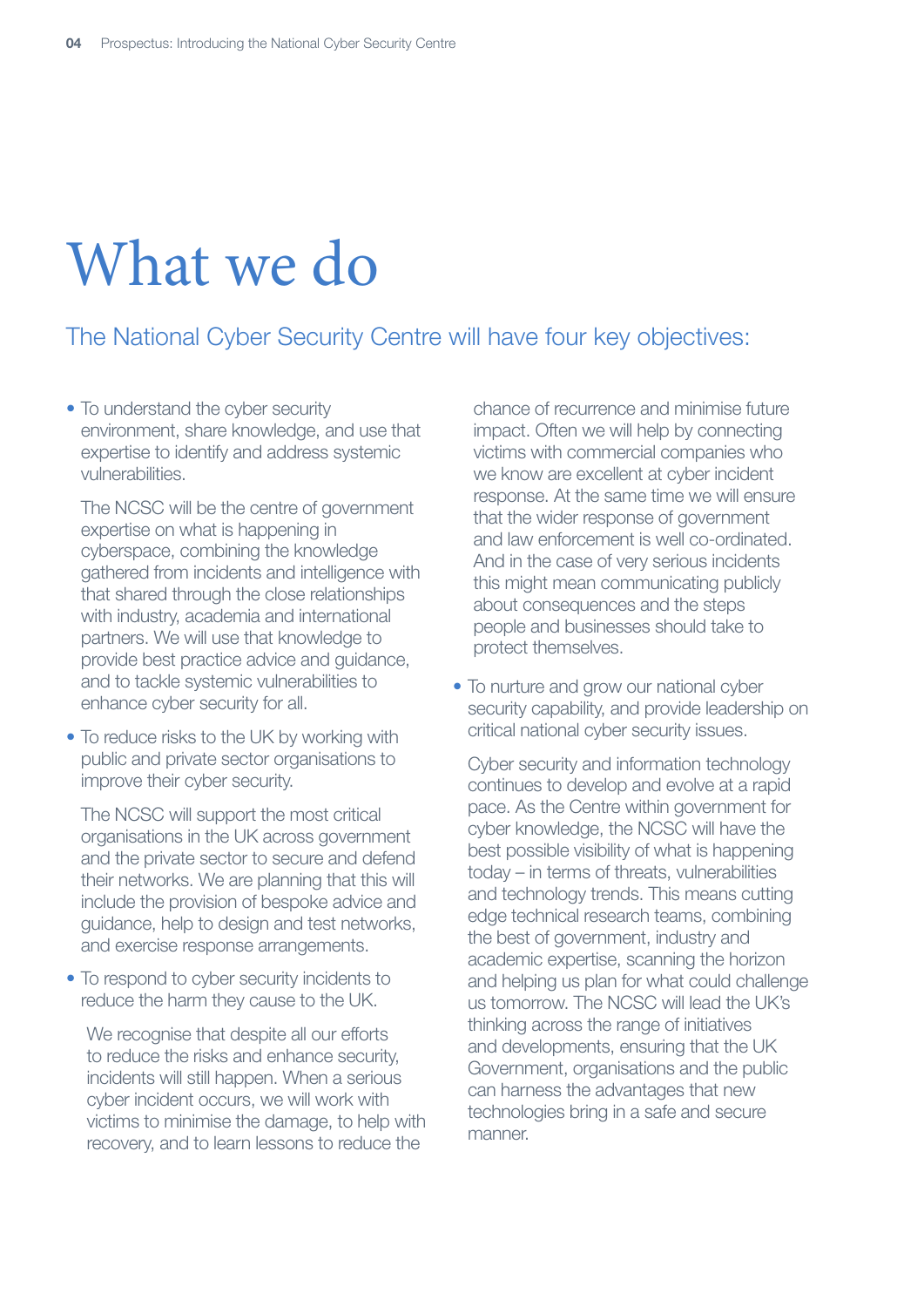# What we do

## The National Cyber Security Centre will have four key objectives:

- To understand the cyber security environment, share knowledge, and use that expertise to identify and address systemic vulnerabilities.

  The NCSC will be the centre of government expertise on what is happening in cyberspace, combining the knowledge gathered from incidents and intelligence with that shared through the close relationships with industry, academia and international partners. We will use that knowledge to provide best practice advice and guidance, and to tackle systemic vulnerabilities to enhance cyber security for all.

- To reduce risks to the UK by working with public and private sector organisations to improve their cyber security.

  The NCSC will support the most critical organisations in the UK across government and the private sector to secure and defend their networks. We are planning that this will include the provision of bespoke advice and guidance, help to design and test networks, and exercise response arrangements.

- To respond to cyber security incidents to reduce the harm they cause to the UK.

  We recognise that despite all our efforts to reduce the risks and enhance security, incidents will still happen. When a serious cyber incident occurs, we will work with victims to minimise the damage, to help with recovery, and to learn lessons to reduce the chance of recurrence and minimise future impact. Often we will help by connecting victims with commercial companies who we know are excellent at cyber incident response. At the same time we will ensure that the wider response of government and law enforcement is well co-ordinated. And in the case of very serious incidents this might mean communicating publicly about consequences and the steps people and businesses should take to protect themselves.

- To nurture and grow our national cyber security capability, and provide leadership on critical national cyber security issues.

  Cyber security and information technology continues to develop and evolve at a rapid pace. As the Centre within government for cyber knowledge, the NCSC will have the best possible visibility of what is happening today – in terms of threats, vulnerabilities and technology trends. This means cutting edge technical research teams, combining the best of government, industry and academic expertise, scanning the horizon and helping us plan for what could challenge us tomorrow. The NCSC will lead the UK's thinking across the range of initiatives and developments, ensuring that the UK Government, organisations and the public can harness the advantages that new technologies bring in a safe and secure manner.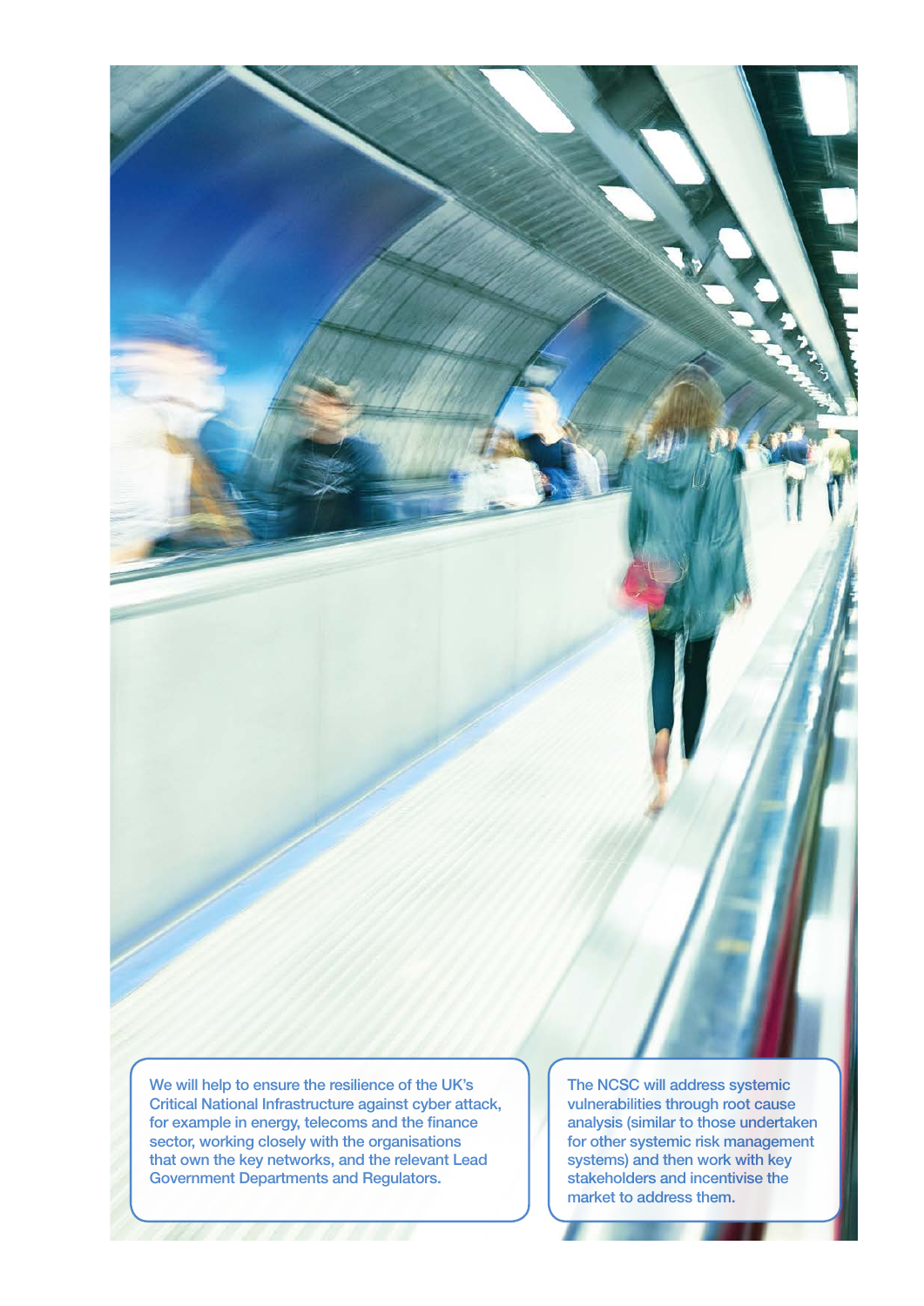We will help to ensure the resilience of the UK's Critical National Infrastructure against cyber attack, for example in energy, telecoms and the finance sector, working closely with the organisations that own the key networks, and the relevant Lead Government Departments and Regulators.

The NCSC will address systemic vulnerabilities through root cause analysis (similar to those undertaken for other systemic risk management systems) and then work with key stakeholders and incentivise the market to address them.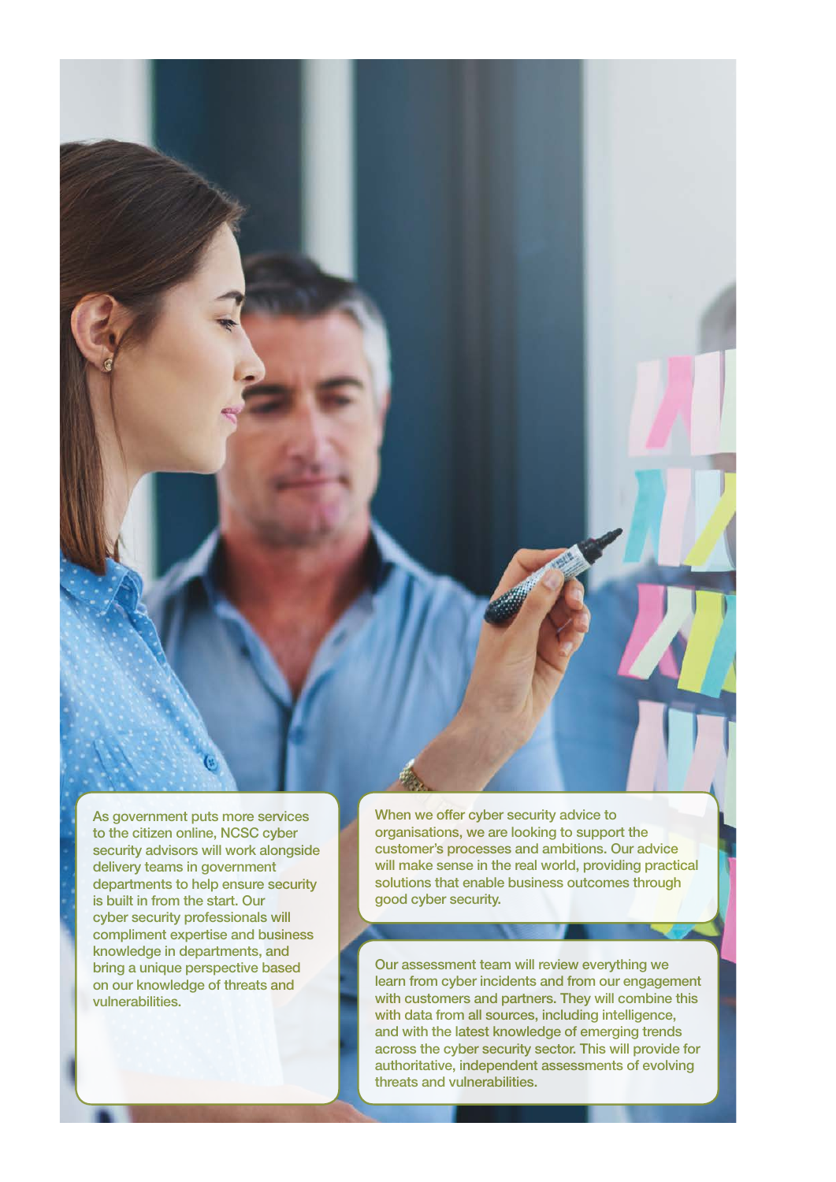As government puts more services to the citizen online, NCSC cyber security advisors will work alongside delivery teams in government departments to help ensure security is built in from the start. Our cyber security professionals will compliment expertise and business knowledge in departments, and bring a unique perspective based on our knowledge of threats and vulnerabilities.

When we offer cyber security advice to organisations, we are looking to support the customer's processes and ambitions. Our advice will make sense in the real world, providing practical solutions that enable business outcomes through good cyber security.

Our assessment team will review everything we learn from cyber incidents and from our engagement with customers and partners. They will combine this with data from all sources, including intelligence, and with the latest knowledge of emerging trends across the cyber security sector. This will provide for authoritative, independent assessments of evolving threats and vulnerabilities.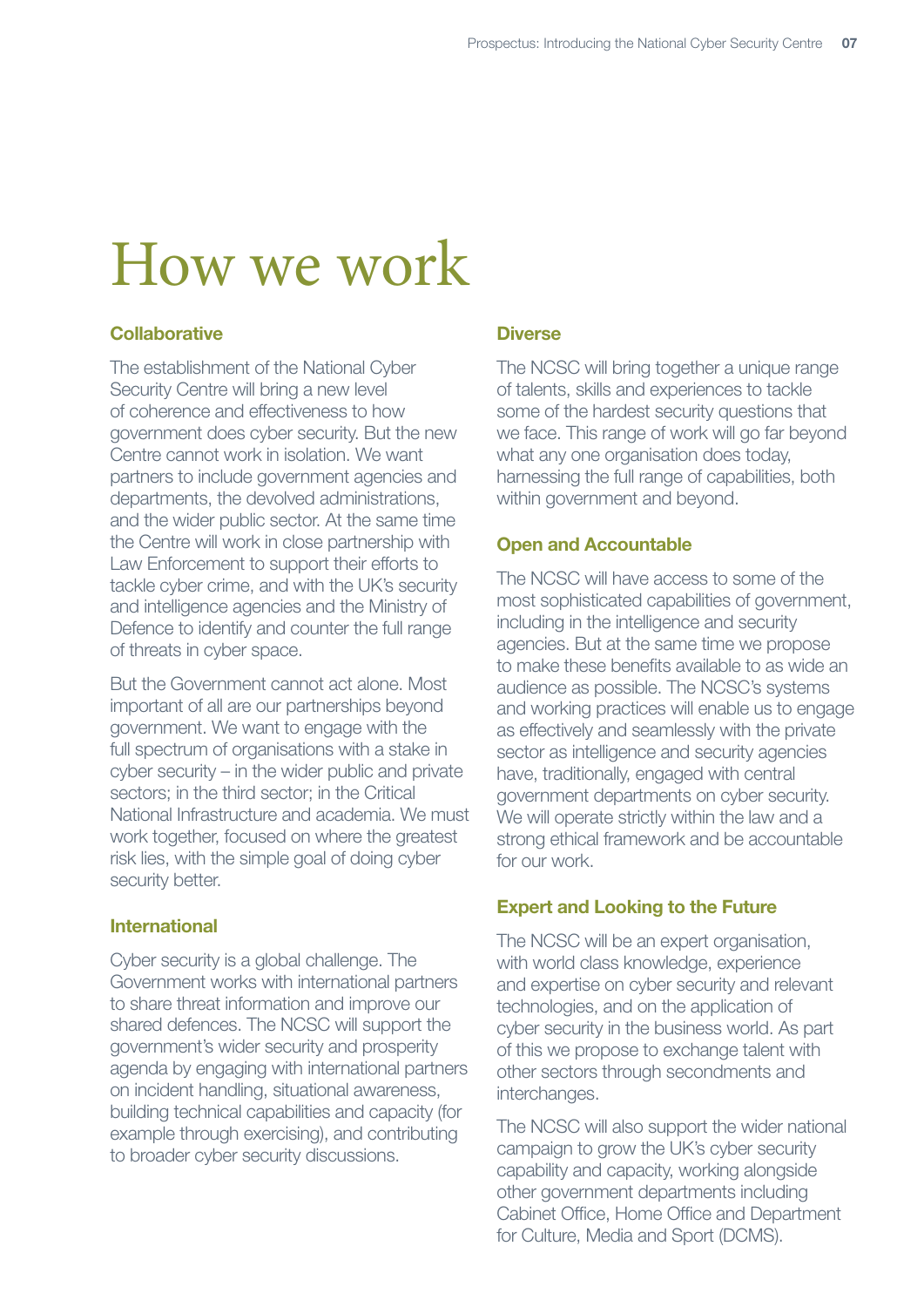# How we work

## Collaborative

The establishment of the National Cyber Security Centre will bring a new level of coherence and effectiveness to how government does cyber security. But the new Centre cannot work in isolation. We want partners to include government agencies and departments, the devolved administrations, and the wider public sector. At the same time the Centre will work in close partnership with Law Enforcement to support their efforts to tackle cyber crime, and with the UK's security and intelligence agencies and the Ministry of Defence to identify and counter the full range of threats in cyber space.

But the Government cannot act alone. Most important of all are our partnerships beyond government. We want to engage with the full spectrum of organisations with a stake in cyber security – in the wider public and private sectors; in the third sector; in the Critical National Infrastructure and academia. We must work together, focused on where the greatest risk lies, with the simple goal of doing cyber security better.

## International

Cyber security is a global challenge. The Government works with international partners to share threat information and improve our shared defences. The NCSC will support the government's wider security and prosperity agenda by engaging with international partners on incident handling, situational awareness, building technical capabilities and capacity (for example through exercising), and contributing to broader cyber security discussions.

## Diverse

The NCSC will bring together a unique range of talents, skills and experiences to tackle some of the hardest security questions that we face. This range of work will go far beyond what any one organisation does today, harnessing the full range of capabilities, both within government and beyond.

## Open and Accountable

The NCSC will have access to some of the most sophisticated capabilities of government, including in the intelligence and security agencies. But at the same time we propose to make these benefits available to as wide an audience as possible. The NCSC's systems and working practices will enable us to engage as effectively and seamlessly with the private sector as intelligence and security agencies have, traditionally, engaged with central government departments on cyber security. We will operate strictly within the law and a strong ethical framework and be accountable for our work.

## Expert and Looking to the Future

The NCSC will be an expert organisation, with world class knowledge, experience and expertise on cyber security and relevant technologies, and on the application of cyber security in the business world. As part of this we propose to exchange talent with other sectors through secondments and interchanges.

The NCSC will also support the wider national campaign to grow the UK's cyber security capability and capacity, working alongside other government departments including Cabinet Office, Home Office and Department for Culture, Media and Sport (DCMS).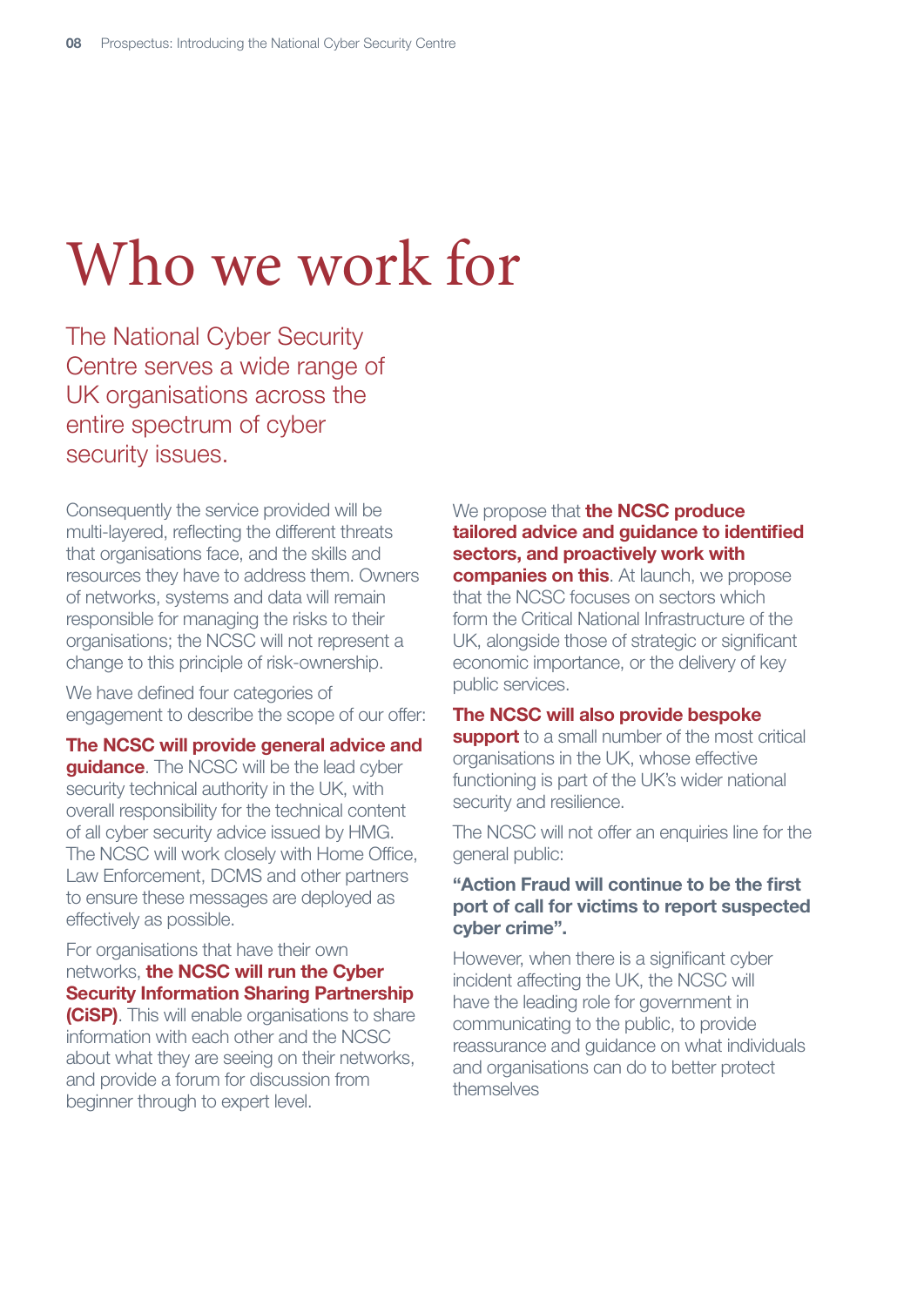# Who we work for

The National Cyber Security Centre serves a wide range of UK organisations across the entire spectrum of cyber security issues.

Consequently the service provided will be multi-layered, reflecting the different threats that organisations face, and the skills and resources they have to address them. Owners of networks, systems and data will remain responsible for managing the risks to their organisations; the NCSC will not represent a change to this principle of risk-ownership.

We have defined four categories of engagement to describe the scope of our offer:

**The NCSC will provide general advice and guidance**. The NCSC will be the lead cyber security technical authority in the UK, with overall responsibility for the technical content of all cyber security advice issued by HMG. The NCSC will work closely with Home Office, Law Enforcement, DCMS and other partners to ensure these messages are deployed as effectively as possible.

For organisations that have their own networks, **the NCSC will run the Cyber Security Information Sharing Partnership (CiSP)**. This will enable organisations to share information with each other and the NCSC about what they are seeing on their networks, and provide a forum for discussion from beginner through to expert level.

We propose that **the NCSC produce tailored advice and guidance to identified sectors, and proactively work with companies on this**. At launch, we propose that the NCSC focuses on sectors which form the Critical National Infrastructure of the UK, alongside those of strategic or significant economic importance, or the delivery of key public services.

**The NCSC will also provide bespoke support** to a small number of the most critical organisations in the UK, whose effective functioning is part of the UK's wider national security and resilience.

The NCSC will not offer an enquiries line for the general public:

**"Action Fraud will continue to be the first port of call for victims to report suspected cyber crime".**

However, when there is a significant cyber incident affecting the UK, the NCSC will have the leading role for government in communicating to the public, to provide reassurance and guidance on what individuals and organisations can do to better protect themselves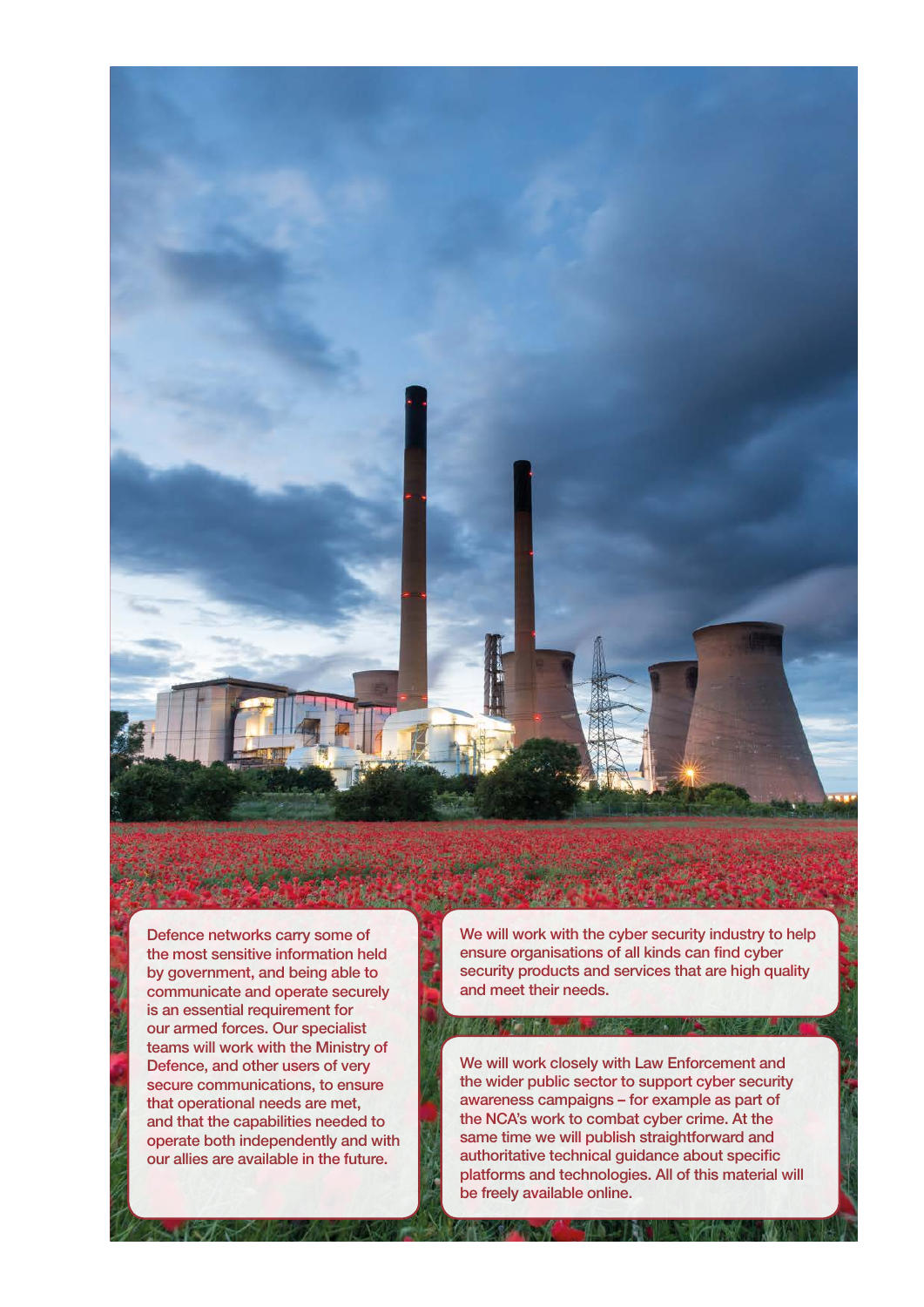Defence networks carry some of the most sensitive information held by government, and being able to communicate and operate securely is an essential requirement for our armed forces. Our specialist teams will work with the Ministry of Defence, and other users of very secure communications, to ensure that operational needs are met, and that the capabilities needed to operate both independently and with our allies are available in the future.

We will work with the cyber security industry to help ensure organisations of all kinds can find cyber security products and services that are high quality and meet their needs.

We will work closely with Law Enforcement and the wider public sector to support cyber security awareness campaigns – for example as part of the NCA's work to combat cyber crime. At the same time we will publish straightforward and authoritative technical guidance about specific platforms and technologies. All of this material will be freely available online.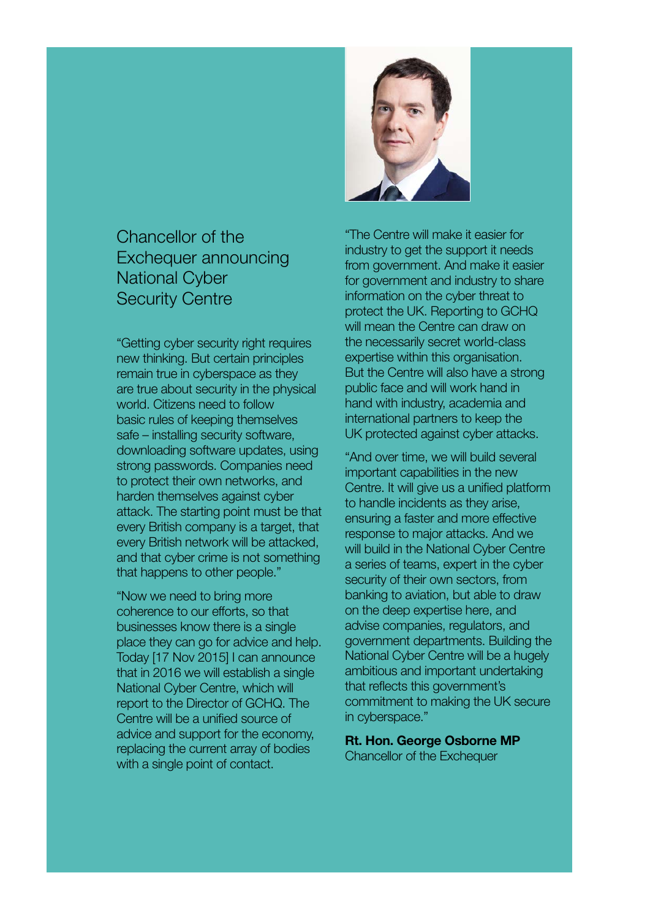## Chancellor of the Exchequer announcing National Cyber Security Centre

"Getting cyber security right requires new thinking. But certain principles remain true in cyberspace as they are true about security in the physical world. Citizens need to follow basic rules of keeping themselves safe – installing security software, downloading software updates, using strong passwords. Companies need to protect their own networks, and harden themselves against cyber attack. The starting point must be that every British company is a target, that every British network will be attacked, and that cyber crime is not something that happens to other people."

"Now we need to bring more coherence to our efforts, so that businesses know there is a single place they can go for advice and help. Today [17 Nov 2015] I can announce that in 2016 we will establish a single National Cyber Centre, which will report to the Director of GCHQ. The Centre will be a unified source of advice and support for the economy, replacing the current array of bodies with a single point of contact.

"The Centre will make it easier for industry to get the support it needs from government. And make it easier for government and industry to share information on the cyber threat to protect the UK. Reporting to GCHQ will mean the Centre can draw on the necessarily secret world-class expertise within this organisation. But the Centre will also have a strong public face and will work hand in hand with industry, academia and international partners to keep the UK protected against cyber attacks.

"And over time, we will build several important capabilities in the new Centre. It will give us a unified platform to handle incidents as they arise, ensuring a faster and more effective response to major attacks. And we will build in the National Cyber Centre a series of teams, expert in the cyber security of their own sectors, from banking to aviation, but able to draw on the deep expertise here, and advise companies, regulators, and government departments. Building the National Cyber Centre will be a hugely ambitious and important undertaking that reflects this government's commitment to making the UK secure in cyberspace."

**Rt. Hon. George Osborne MP**
Chancellor of the Exchequer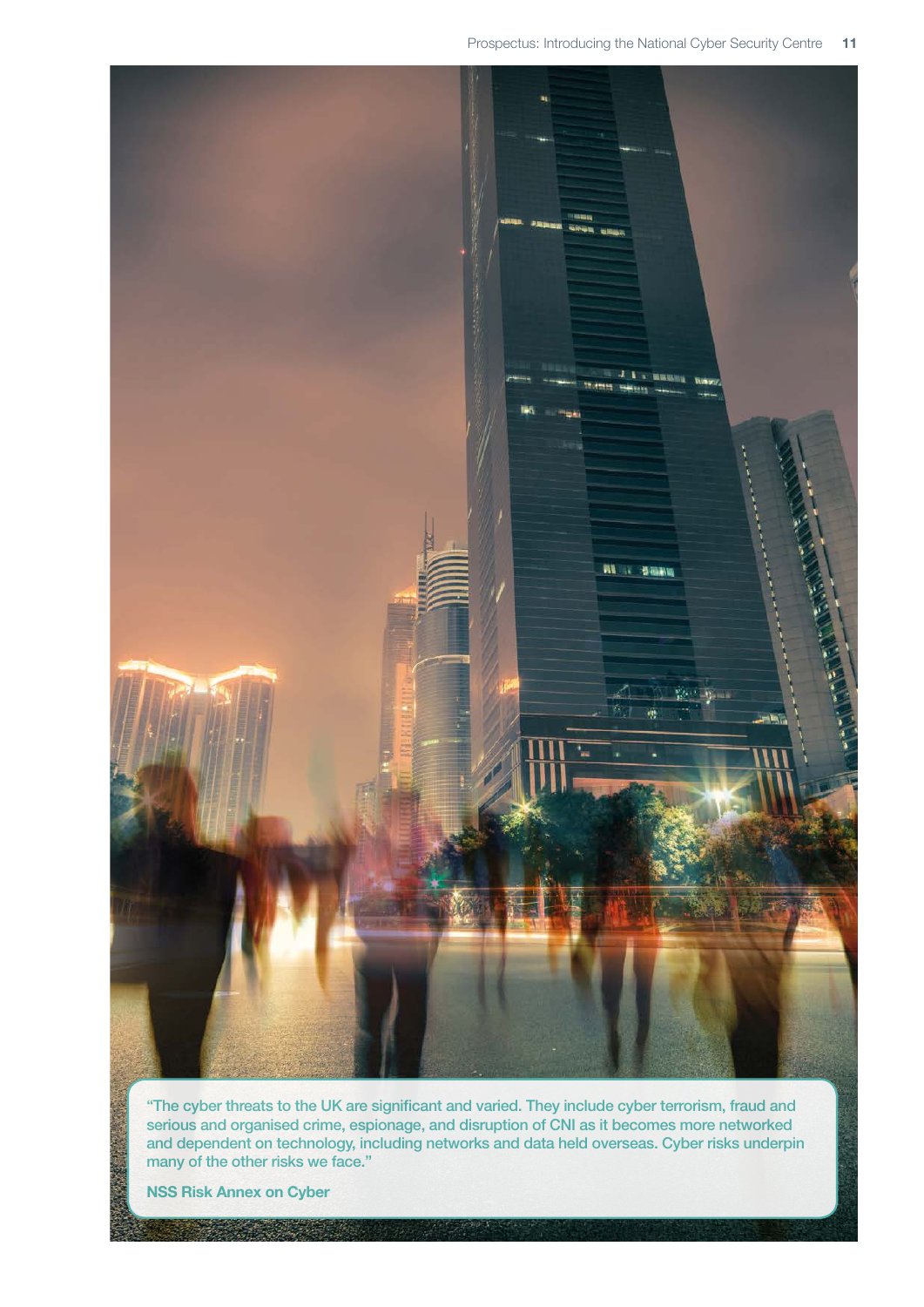"The cyber threats to the UK are significant and varied. They include cyber terrorism, fraud and serious and organised crime, espionage, and disruption of CNI as it becomes more networked and dependent on technology, including networks and data held overseas. Cyber risks underpin many of the other risks we face."

**NSS Risk Annex on Cyber**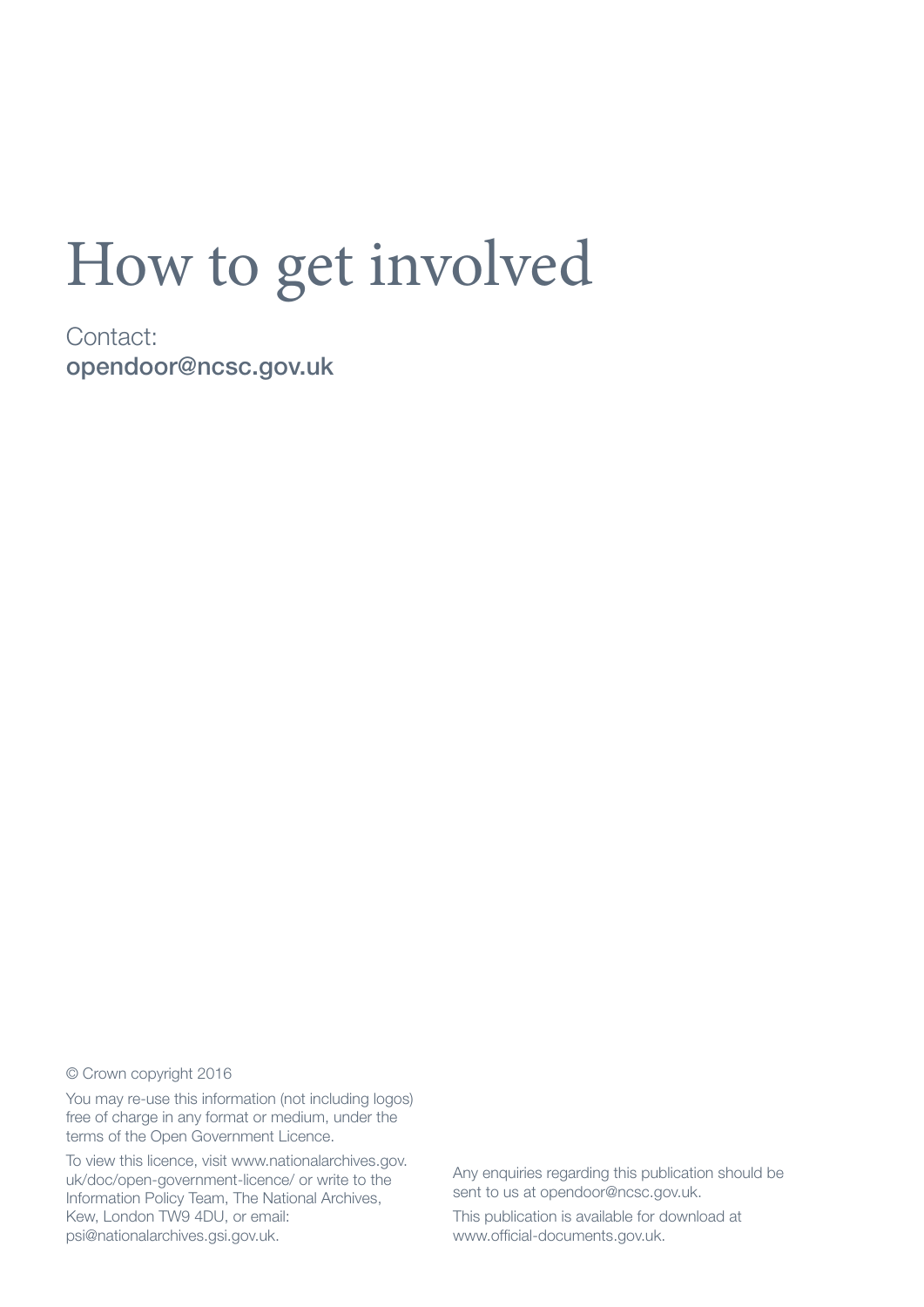# How to get involved

Contact:
**opendoor@ncsc.gov.uk**

© Crown copyright 2016

You may re-use this information (not including logos) free of charge in any format or medium, under the terms of the Open Government Licence.

To view this licence, visit www.nationalarchives.gov.uk/doc/open-government-licence/ or write to the Information Policy Team, The National Archives, Kew, London TW9 4DU, or email: psi@nationalarchives.gsi.gov.uk.

Any enquiries regarding this publication should be sent to us at opendoor@ncsc.gov.uk.

This publication is available for download at www.official-documents.gov.uk.